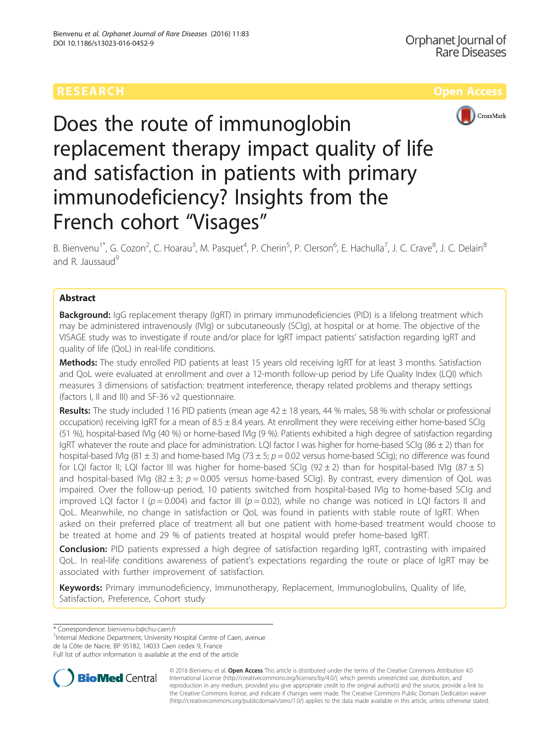RESEARCH Open Access

# Does the route of immunoglobin replacement therapy impact quality of life and satisfaction in patients with primary immunodeficiency? Insights from the French cohort "Visages"

B. Bienvenu[1*], G. Cozon[2], C. Hoarau[3], M. Pasquet[4], P. Cherin[5], P. Clerson[6], E. Hachulla[7], J. C. Crave[8], J. C. Delain[8] and R. Jaussaud[9]

## Abstract

**Background:** IgG replacement therapy (IgRT) in primary immunodeficiencies (PID) is a lifelong treatment which may be administered intravenously (IVIg) or subcutaneously (SCIg), at hospital or at home. The objective of the VISAGE study was to investigate if route and/or place for IgRT impact patients' satisfaction regarding IgRT and quality of life (QoL) in real-life conditions.

**Methods:** The study enrolled PID patients at least 15 years old receiving IgRT for at least 3 months. Satisfaction and QoL were evaluated at enrollment and over a 12-month follow-up period by Life Quality Index (LQI) which measures 3 dimensions of satisfaction: treatment interference, therapy related problems and therapy settings (factors I, II and III) and SF-36 v2 questionnaire.

**Results:** The study included 116 PID patients (mean age 42 ± 18 years, 44 % males, 58 % with scholar or professional occupation) receiving IgRT for a mean of 8.5 ± 8.4 years. At enrollment they were receiving either home-based SCIg (51 %), hospital-based IVIg (40 %) or home-based IVIg (9 %). Patients exhibited a high degree of satisfaction regarding IgRT whatever the route and place for administration. LQI factor I was higher for home-based SCIg (86 ± 2) than for hospital-based IVIg (81 ± 3) and home-based IVIg (73 ± 5; $p = 0.02$ versus home-based SCIg); no difference was found for LQI factor II; LQI factor III was higher for home-based SCIg (92 ± 2) than for hospital-based IVIg (87 ± 5) and hospital-based IVIg (82 ± 3; $p = 0.005$ versus home-based SCIg). By contrast, every dimension of QoL was impaired. Over the follow-up period, 10 patients switched from hospital-based IVIg to home-based SCIg and improved LQI factor I ($p = 0.004$) and factor III ($p = 0.02$), while no change was noticed in LQI factors II and QoL. Meanwhile, no change in satisfaction or QoL was found in patients with stable route of IgRT. When asked on their preferred place of treatment all but one patient with home-based treatment would choose to be treated at home and 29 % of patients treated at hospital would prefer home-based IgRT.

**Conclusion:** PID patients expressed a high degree of satisfaction regarding IgRT, contrasting with impaired QoL. In real-life conditions awareness of patient's expectations regarding the route or place of IgRT may be associated with further improvement of satisfaction.

**Keywords:** Primary immunodeficiency, Immunotherapy, Replacement, Immunoglobulins, Quality of life, Satisfaction, Preference, Cohort study

* Correspondence: bienvenu-b@chu-caen.fr
[1]Internal Medicine Department, University Hospital Centre of Caen, avenue de la Côte de Nacre, BP 95182, 14033 Caen cedex 9, France
Full list of author information is available at the end of the article

© 2016 Bienvenu et al. **Open Access** This article is distributed under the terms of the Creative Commons Attribution 4.0 International License (http://creativecommons.org/licenses/by/4.0/), which permits unrestricted use, distribution, and reproduction in any medium, provided you give appropriate credit to the original author(s) and the source, provide a link to the Creative Commons license, and indicate if changes were made. The Creative Commons Public Domain Dedication waiver (http://creativecommons.org/publicdomain/zero/1.0/) applies to the data made available in this article, unless otherwise stated.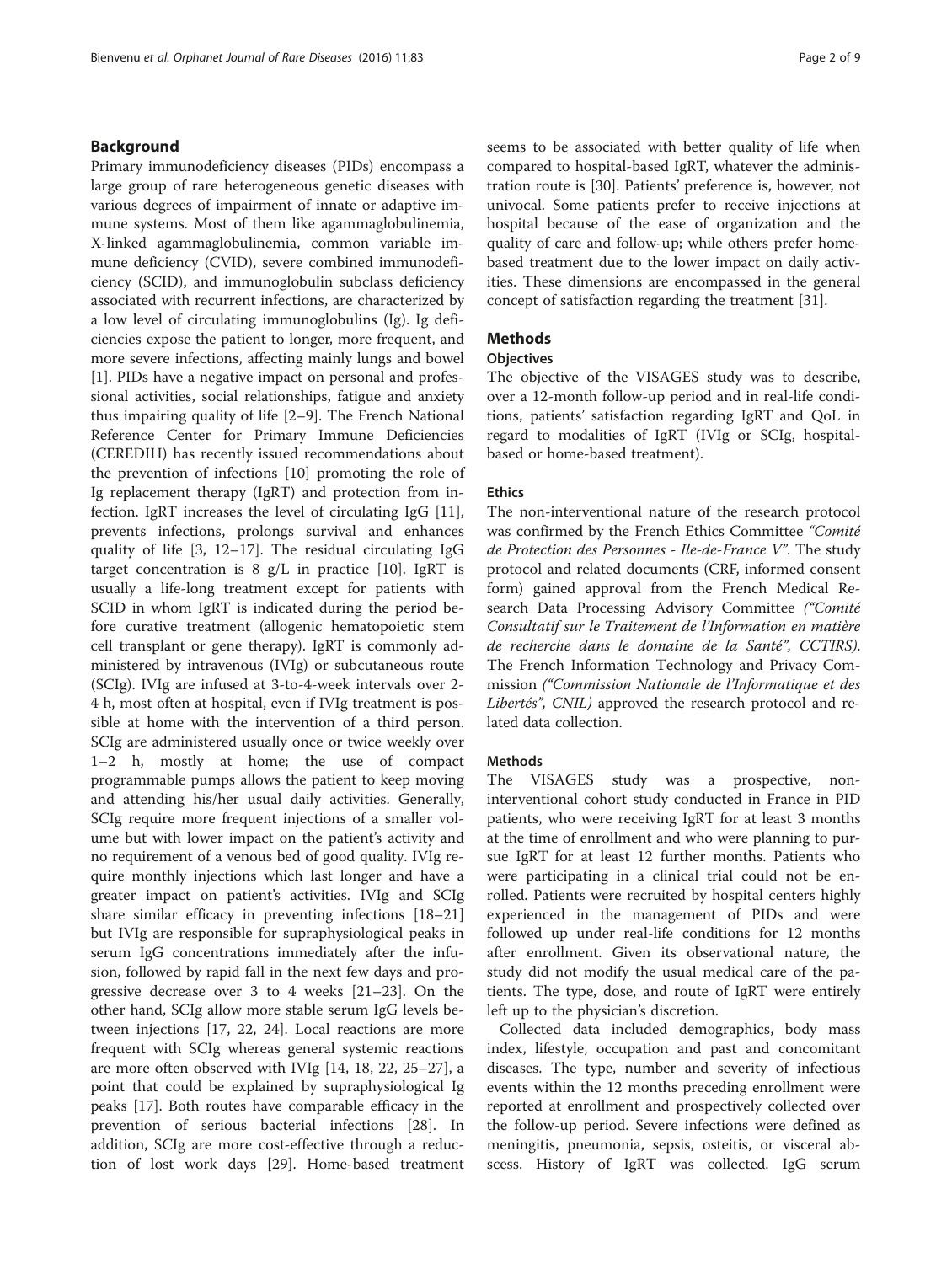## Background

Primary immunodeficiency diseases (PIDs) encompass a large group of rare heterogeneous genetic diseases with various degrees of impairment of innate or adaptive immune systems. Most of them like agammaglobulinemia, X-linked agammaglobulinemia, common variable immune deficiency (CVID), severe combined immunodeficiency (SCID), and immunoglobulin subclass deficiency associated with recurrent infections, are characterized by a low level of circulating immunoglobulins (Ig). Ig deficiencies expose the patient to longer, more frequent, and more severe infections, affecting mainly lungs and bowel [1]. PIDs have a negative impact on personal and professional activities, social relationships, fatigue and anxiety thus impairing quality of life [2–9]. The French National Reference Center for Primary Immune Deficiencies (CEREDIH) has recently issued recommendations about the prevention of infections [10] promoting the role of Ig replacement therapy (IgRT) and protection from infection. IgRT increases the level of circulating IgG [11], prevents infections, prolongs survival and enhances quality of life [3, 12–17]. The residual circulating IgG target concentration is 8 g/L in practice [10]. IgRT is usually a life-long treatment except for patients with SCID in whom IgRT is indicated during the period before curative treatment (allogenic hematopoietic stem cell transplant or gene therapy). IgRT is commonly administered by intravenous (IVIg) or subcutaneous route (SCIg). IVIg are infused at 3-to-4-week intervals over 2-4 h, most often at hospital, even if IVIg treatment is possible at home with the intervention of a third person. SCIg are administered usually once or twice weekly over 1–2 h, mostly at home; the use of compact programmable pumps allows the patient to keep moving and attending his/her usual daily activities. Generally, SCIg require more frequent injections of a smaller volume but with lower impact on the patient's activity and no requirement of a venous bed of good quality. IVIg require monthly injections which last longer and have a greater impact on patient's activities. IVIg and SCIg share similar efficacy in preventing infections [18–21] but IVIg are responsible for supraphysiological peaks in serum IgG concentrations immediately after the infusion, followed by rapid fall in the next few days and progressive decrease over 3 to 4 weeks [21–23]. On the other hand, SCIg allow more stable serum IgG levels between injections [17, 22, 24]. Local reactions are more frequent with SCIg whereas general systemic reactions are more often observed with IVIg [14, 18, 22, 25–27], a point that could be explained by supraphysiological Ig peaks [17]. Both routes have comparable efficacy in the prevention of serious bacterial infections [28]. In addition, SCIg are more cost-effective through a reduction of lost work days [29]. Home-based treatment seems to be associated with better quality of life when compared to hospital-based IgRT, whatever the administration route is [30]. Patients' preference is, however, not univocal. Some patients prefer to receive injections at hospital because of the ease of organization and the quality of care and follow-up; while others prefer home-based treatment due to the lower impact on daily activities. These dimensions are encompassed in the general concept of satisfaction regarding the treatment [31].

## Methods

### Objectives

The objective of the VISAGES study was to describe, over a 12-month follow-up period and in real-life conditions, patients' satisfaction regarding IgRT and QoL in regard to modalities of IgRT (IVIg or SCIg, hospital-based or home-based treatment).

### Ethics

The non-interventional nature of the research protocol was confirmed by the French Ethics Committee *"Comité de Protection des Personnes - Ile-de-France V"*. The study protocol and related documents (CRF, informed consent form) gained approval from the French Medical Research Data Processing Advisory Committee *("Comité Consultatif sur le Traitement de l'Information en matière de recherche dans le domaine de la Santé", CCTIRS)*. The French Information Technology and Privacy Commission *("Commission Nationale de l'Informatique et des Libertés", CNIL)* approved the research protocol and related data collection.

### Methods

The VISAGES study was a prospective, non-interventional cohort study conducted in France in PID patients, who were receiving IgRT for at least 3 months at the time of enrollment and who were planning to pursue IgRT for at least 12 further months. Patients who were participating in a clinical trial could not be enrolled. Patients were recruited by hospital centers highly experienced in the management of PIDs and were followed up under real-life conditions for 12 months after enrollment. Given its observational nature, the study did not modify the usual medical care of the patients. The type, dose, and route of IgRT were entirely left up to the physician's discretion.

Collected data included demographics, body mass index, lifestyle, occupation and past and concomitant diseases. The type, number and severity of infectious events within the 12 months preceding enrollment were reported at enrollment and prospectively collected over the follow-up period. Severe infections were defined as meningitis, pneumonia, sepsis, osteitis, or visceral abscess. History of IgRT was collected. IgG serum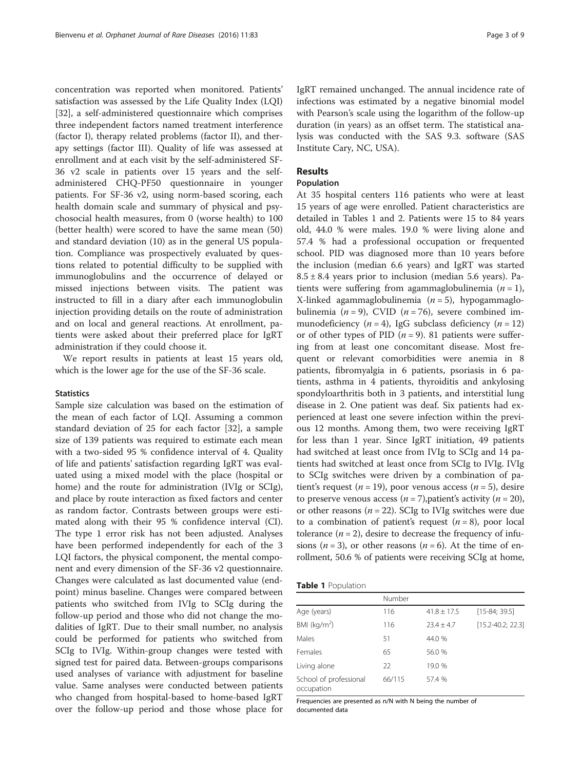concentration was reported when monitored. Patients' satisfaction was assessed by the Life Quality Index (LQI) [32], a self-administered questionnaire which comprises three independent factors named treatment interference (factor I), therapy related problems (factor II), and therapy settings (factor III). Quality of life was assessed at enrollment and at each visit by the self-administered SF-36 v2 scale in patients over 15 years and the self-administered CHQ-PF50 questionnaire in younger patients. For SF-36 v2, using norm-based scoring, each health domain scale and summary of physical and psychosocial health measures, from 0 (worse health) to 100 (better health) were scored to have the same mean (50) and standard deviation (10) as in the general US population. Compliance was prospectively evaluated by questions related to potential difficulty to be supplied with immunoglobulins and the occurrence of delayed or missed injections between visits. The patient was instructed to fill in a diary after each immunoglobulin injection providing details on the route of administration and on local and general reactions. At enrollment, patients were asked about their preferred place for IgRT administration if they could choose it.

We report results in patients at least 15 years old, which is the lower age for the use of the SF-36 scale.

### Statistics

Sample size calculation was based on the estimation of the mean of each factor of LQI. Assuming a common standard deviation of 25 for each factor [32], a sample size of 139 patients was required to estimate each mean with a two-sided 95 % confidence interval of 4. Quality of life and patients' satisfaction regarding IgRT was evaluated using a mixed model with the place (hospital or home) and the route for administration (IVIg or SCIg), and place by route interaction as fixed factors and center as random factor. Contrasts between groups were estimated along with their 95 % confidence interval (CI). The type 1 error risk has not been adjusted. Analyses have been performed independently for each of the 3 LQI factors, the physical component, the mental component and every dimension of the SF-36 v2 questionnaire. Changes were calculated as last documented value (endpoint) minus baseline. Changes were compared between patients who switched from IVIg to SCIg during the follow-up period and those who did not change the modalities of IgRT. Due to their small number, no analysis could be performed for patients who switched from SCIg to IVIg. Within-group changes were tested with signed test for paired data. Between-groups comparisons used analyses of variance with adjustment for baseline value. Same analyses were conducted between patients who changed from hospital-based to home-based IgRT over the follow-up period and those whose place for IgRT remained unchanged. The annual incidence rate of infections was estimated by a negative binomial model with Pearson's scale using the logarithm of the follow-up duration (in years) as an offset term. The statistical analysis was conducted with the SAS 9.3. software (SAS Institute Cary, NC, USA).

## Results

### Population

At 35 hospital centers 116 patients who were at least 15 years of age were enrolled. Patient characteristics are detailed in Tables 1 and 2. Patients were 15 to 84 years old, 44.0 % were males. 19.0 % were living alone and 57.4 % had a professional occupation or frequented school. PID was diagnosed more than 10 years before the inclusion (median 6.6 years) and IgRT was started 8.5 ± 8.4 years prior to inclusion (median 5.6 years). Patients were suffering from agammaglobulinemia ($n = 1$), X-linked agammaglobulinemia ($n = 5$), hypogammaglobulinemia ($n = 9$), CVID ($n = 76$), severe combined immunodeficiency ($n = 4$), IgG subclass deficiency ($n = 12$) or of other types of PID ($n = 9$). 81 patients were suffering from at least one concomitant disease. Most frequent or relevant comorbidities were anemia in 8 patients, fibromyalgia in 6 patients, psoriasis in 6 patients, asthma in 4 patients, thyroiditis and ankylosing spondyloarthritis both in 3 patients, and interstitial lung disease in 2. One patient was deaf. Six patients had experienced at least one severe infection within the previous 12 months. Among them, two were receiving IgRT for less than 1 year. Since IgRT initiation, 49 patients had switched at least once from IVIg to SCIg and 14 patients had switched at least once from SCIg to IVIg. IVIg to SCIg switches were driven by a combination of patient's request ($n = 19$), poor venous access ($n = 5$), desire to preserve venous access ($n = 7$), patient's activity ($n = 20$), or other reasons ($n = 22$). SCIg to IVIg switches were due to a combination of patient's request ($n = 8$), poor local tolerance ($n = 2$), desire to decrease the frequency of infusions ($n = 3$), or other reasons ($n = 6$). At the time of enrollment, 50.6 % of patients were receiving SCIg at home,

**Table 1** Population

| | Number | | |
|---|---|---|---|
| Age (years) | 116 | 41.8 ± 17.5 | [15-84; 39.5] |
| BMI (kg/m$^2$) | 116 | 23.4 ± 4.7 | [15.2-40.2; 22.3] |
| Males | 51 | 44.0 % | |
| Females | 65 | 56.0 % | |
| Living alone | 22 | 19.0 % | |
| School of professional occupation | 66/115 | 57.4 % | |

Frequencies are presented as n/N with N being the number of documented data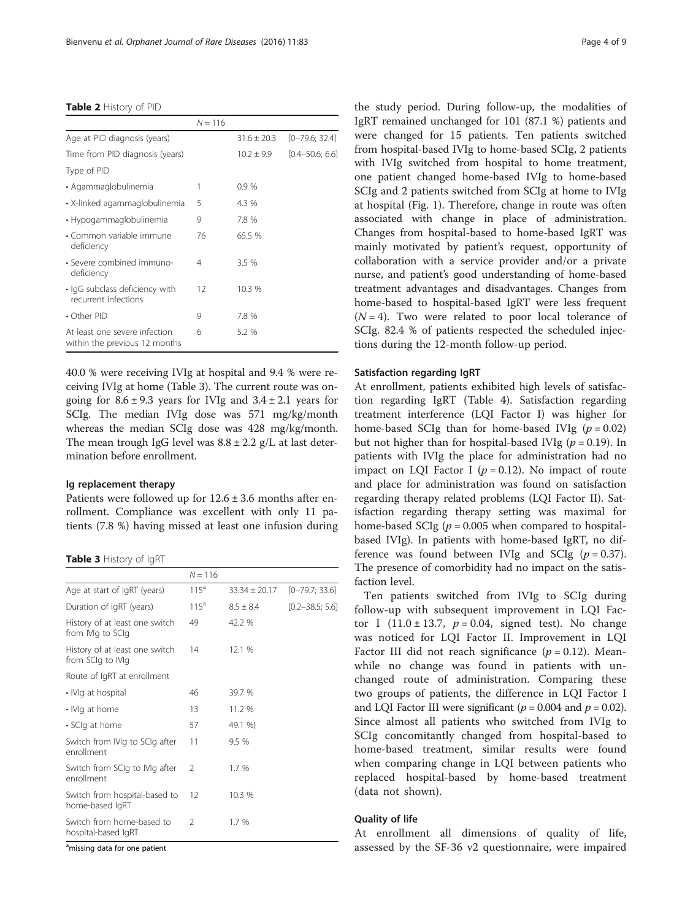**Table 2** History of PID

| | $N = 116$ | | |
|---|---|---|---|
| Age at PID diagnosis (years) | | 31.6 ± 20.3 | [0–79.6; 32.4] |
| Time from PID diagnosis (years) | | 10.2 ± 9.9 | [0.4–50.6; 6.6] |
| Type of PID | | | |
| • Agammaglobulinemia | 1 | 0.9 % | |
| • X-linked agammaglobulinemia | 5 | 4.3 % | |
| • Hypogammaglobulinemia | 9 | 7.8 % | |
| • Common variable immune deficiency | 76 | 65.5 % | |
| • Severe combined immuno-deficiency | 4 | 3.5 % | |
| • IgG subclass deficiency with recurrent infections | 12 | 10.3 % | |
| • Other PID | 9 | 7.8 % | |
| At least one severe infection within the previous 12 months | 6 | 5.2 % | |

40.0 % were receiving IVIg at hospital and 9.4 % were receiving IVIg at home (Table 3). The current route was ongoing for 8.6 ± 9.3 years for IVIg and 3.4 ± 2.1 years for SCIg. The median IVIg dose was 571 mg/kg/month whereas the median SCIg dose was 428 mg/kg/month. The mean trough IgG level was 8.8 ± 2.2 g/L at last determination before enrollment.

#### Ig replacement therapy

Patients were followed up for 12.6 ± 3.6 months after enrollment. Compliance was excellent with only 11 patients (7.8 %) having missed at least one infusion during the study period. During follow-up, the modalities of IgRT remained unchanged for 101 (87.1 %) patients and were changed for 15 patients. Ten patients switched from hospital-based IVIg to home-based SCIg, 2 patients with IVIg switched from hospital to home treatment, one patient changed home-based IVIg to home-based SCIg and 2 patients switched from SCIg at home to IVIg at hospital (Fig. 1). Therefore, change in route was often associated with change in place of administration. Changes from hospital-based to home-based IgRT was mainly motivated by patient's request, opportunity of collaboration with a service provider and/or a private nurse, and patient's good understanding of home-based treatment advantages and disadvantages. Changes from home-based to hospital-based IgRT were less frequent ($N = 4$). Two were related to poor local tolerance of SCIg. 82.4 % of patients respected the scheduled injections during the 12-month follow-up period.

**Table 3** History of IgRT

| | $N = 116$ | | |
|---|---|---|---|
| Age at start of IgRT (years) | 115[a] | 33.34 ± 20.17 | [0–79.7; 33.6] |
| Duration of IgRT (years) | 115[a] | 8.5 ± 8.4 | [0.2–38.5; 5.6] |
| History of at least one switch from IVIg to SCIg | 49 | 42.2 % | |
| History of at least one switch from SCIg to IVIg | 14 | 12.1 % | |
| Route of IgRT at enrollment | | | |
| • IVIg at hospital | 46 | 39.7 % | |
| • IVIg at home | 13 | 11.2 % | |
| • SCIg at home | 57 | 49.1 %) | |
| Switch from IVIg to SCIg after enrollment | 11 | 9.5 % | |
| Switch from SCIg to IVIg after enrollment | 2 | 1.7 % | |
| Switch from hospital-based to home-based IgRT | 12 | 10.3 % | |
| Switch from home-based to hospital-based IgRT | 2 | 1.7 % | |

[a]missing data for one patient

#### Satisfaction regarding IgRT

At enrollment, patients exhibited high levels of satisfaction regarding IgRT (Table 4). Satisfaction regarding treatment interference (LQI Factor I) was higher for home-based SCIg than for home-based IVIg ($p = 0.02$) but not higher than for hospital-based IVIg ($p = 0.19$). In patients with IVIg the place for administration had no impact on LQI Factor I ($p = 0.12$). No impact of route and place for administration was found on satisfaction regarding therapy related problems (LQI Factor II). Satisfaction regarding therapy setting was maximal for home-based SCIg ($p = 0.005$ when compared to hospital-based IVIg). In patients with home-based IgRT, no difference was found between IVIg and SCIg ($p = 0.37$). The presence of comorbidity had no impact on the satisfaction level.

Ten patients switched from IVIg to SCIg during follow-up with subsequent improvement in LQI Factor I (11.0 ± 13.7, $p = 0.04$, signed test). No change was noticed for LQI Factor II. Improvement in LQI Factor III did not reach significance ($p = 0.12$). Meanwhile no change was found in patients with unchanged route of administration. Comparing these two groups of patients, the difference in LQI Factor I and LQI Factor III were significant ($p = 0.004$ and $p = 0.02$). Since almost all patients who switched from IVIg to SCIg concomitantly changed from hospital-based to home-based treatment, similar results were found when comparing change in LQI between patients who replaced hospital-based by home-based treatment (data not shown).

#### Quality of life

At enrollment all dimensions of quality of life, assessed by the SF-36 v2 questionnaire, were impaired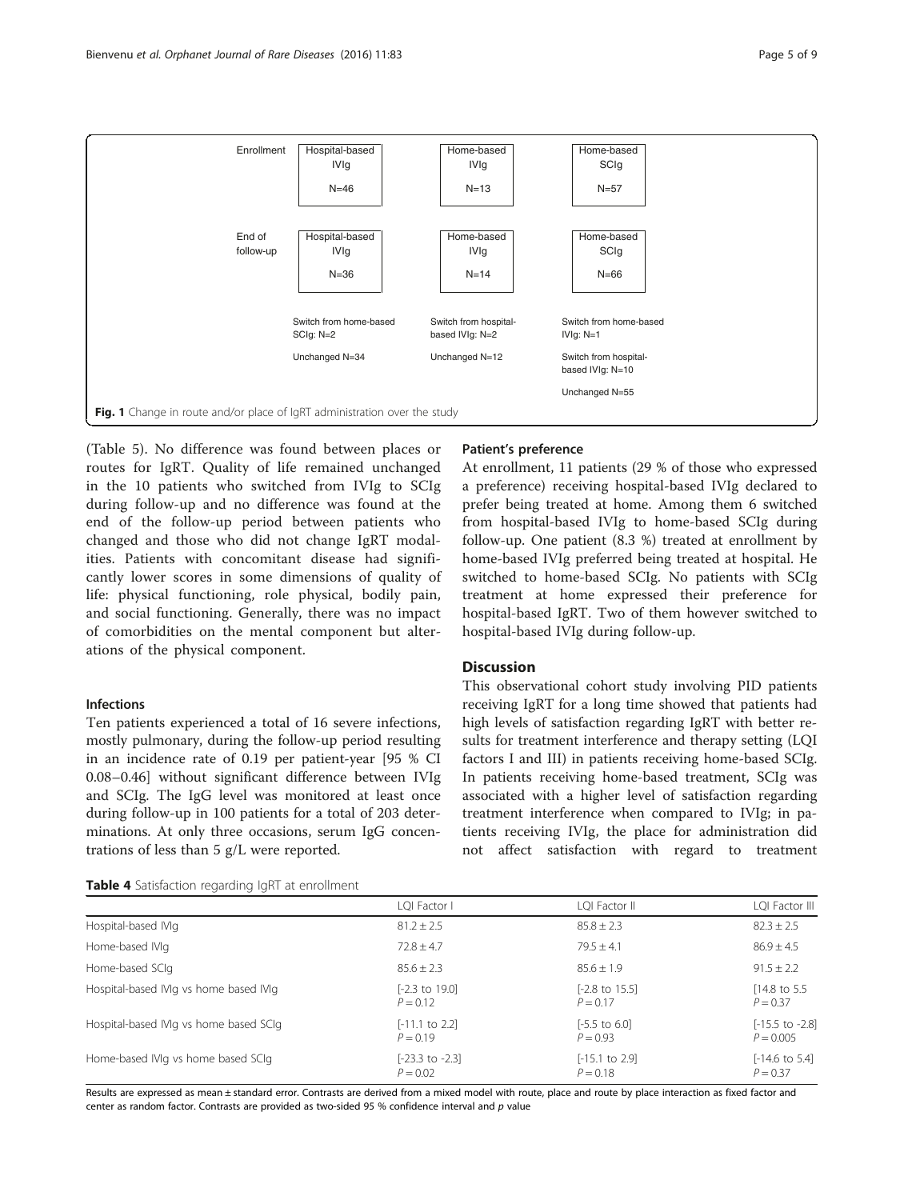Enrollment

Hospital-based IVIg N=46

Home-based IVIg N=13

Home-based SCIg N=57

End of follow-up

Hospital-based IVIg N=36

Home-based IVIg N=14

Home-based SCIg N=66

Switch from home-based SCIg: N=2

Unchanged N=34

Switch from hospital-based IVIg: N=2

Unchanged N=12

Switch from home-based IVIg: N=1

Switch from hospital-based IVIg: N=10

Unchanged N=55

**Fig. 1** Change in route and/or place of IgRT administration over the study

(Table 5). No difference was found between places or routes for IgRT. Quality of life remained unchanged in the 10 patients who switched from IVIg to SCIg during follow-up and no difference was found at the end of the follow-up period between patients who changed and those who did not change IgRT modalities. Patients with concomitant disease had significantly lower scores in some dimensions of quality of life: physical functioning, role physical, bodily pain, and social functioning. Generally, there was no impact of comorbidities on the mental component but alterations of the physical component.

### Infections

Ten patients experienced a total of 16 severe infections, mostly pulmonary, during the follow-up period resulting in an incidence rate of 0.19 per patient-year [95 % CI 0.08–0.46] without significant difference between IVIg and SCIg. The IgG level was monitored at least once during follow-up in 100 patients for a total of 203 determinations. At only three occasions, serum IgG concentrations of less than 5 g/L were reported.

### Patient's preference

At enrollment, 11 patients (29 % of those who expressed a preference) receiving hospital-based IVIg declared to prefer being treated at home. Among them 6 switched from hospital-based IVIg to home-based SCIg during follow-up. One patient (8.3 %) treated at enrollment by home-based IVIg preferred being treated at hospital. He switched to home-based SCIg. No patients with SCIg treatment at home expressed their preference for hospital-based IgRT. Two of them however switched to hospital-based IVIg during follow-up.

## Discussion

This observational cohort study involving PID patients receiving IgRT for a long time showed that patients had high levels of satisfaction regarding IgRT with better results for treatment interference and therapy setting (LQI factors I and III) in patients receiving home-based SCIg. In patients receiving home-based treatment, SCIg was associated with a higher level of satisfaction regarding treatment interference when compared to IVIg; in patients receiving IVIg, the place for administration did not affect satisfaction with regard to treatment

**Table 4** Satisfaction regarding IgRT at enrollment

| | LQI Factor I | LQI Factor II | LQI Factor III |
|---|---|---|---|
| Hospital-based IVIg | 81.2 ± 2.5 | 85.8 ± 2.3 | 82.3 ± 2.5 |
| Home-based IVIg | 72.8 ± 4.7 | 79.5 ± 4.1 | 86.9 ± 4.5 |
| Home-based SCIg | 85.6 ± 2.3 | 85.6 ± 1.9 | 91.5 ± 2.2 |
| Hospital-based IVIg vs home based IVIg | [-2.3 to 19.0] $P = 0.12$ | [-2.8 to 15.5] $P = 0.17$ | [14.8 to 5.5 $P = 0.37$ |
| Hospital-based IVIg vs home based SCIg | [-11.1 to 2.2] $P = 0.19$ | [-5.5 to 6.0] $P = 0.93$ | [-15.5 to -2.8] $P = 0.005$ |
| Home-based IVIg vs home based SCIg | [-23.3 to -2.3] $P = 0.02$ | [-15.1 to 2.9] $P = 0.18$ | [-14.6 to 5.4] $P = 0.37$ |

Results are expressed as mean ± standard error. Contrasts are derived from a mixed model with route, place and route by place interaction as fixed factor and center as random factor. Contrasts are provided as two-sided 95 % confidence interval and *p* value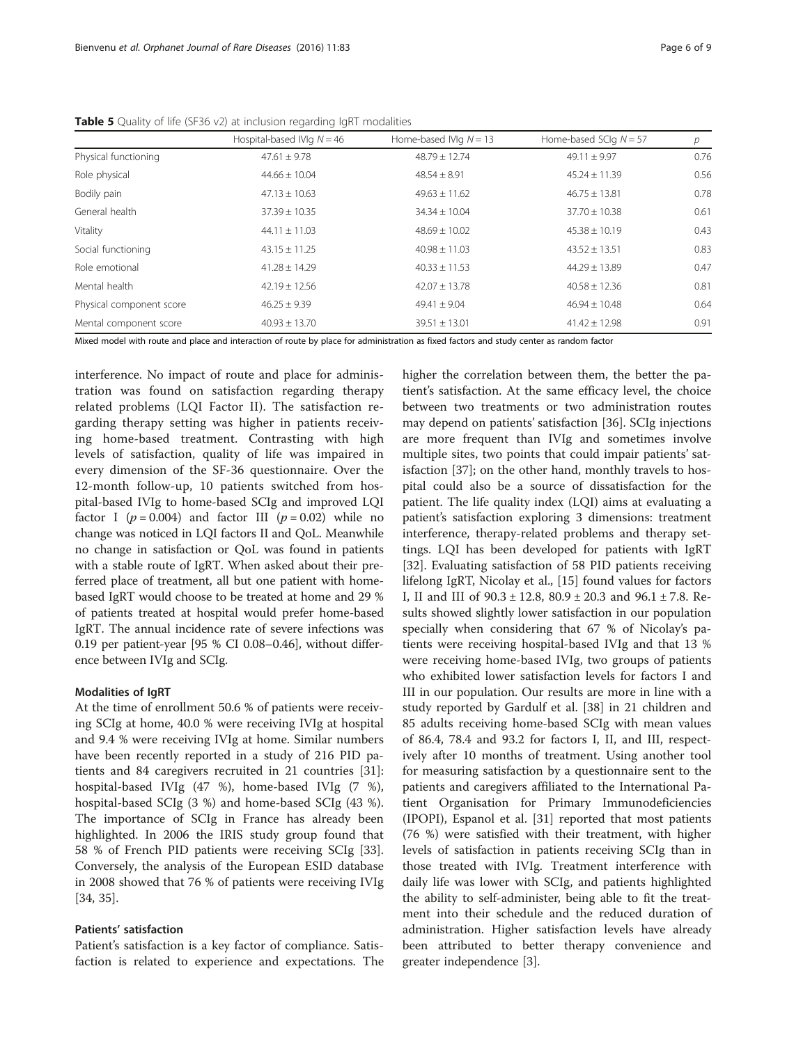**Table 5** Quality of life (SF36 v2) at inclusion regarding IgRT modalities

| | Hospital-based IVIg $N = 46$ | Home-based IVIg $N = 13$ | Home-based SCIg $N = 57$ | $p$ |
|---|---|---|---|---|
| Physical functioning | 47.61 ± 9.78 | 48.79 ± 12.74 | 49.11 ± 9.97 | 0.76 |
| Role physical | 44.66 ± 10.04 | 48.54 ± 8.91 | 45.24 ± 11.39 | 0.56 |
| Bodily pain | 47.13 ± 10.63 | 49.63 ± 11.62 | 46.75 ± 13.81 | 0.78 |
| General health | 37.39 ± 10.35 | 34.34 ± 10.04 | 37.70 ± 10.38 | 0.61 |
| Vitality | 44.11 ± 11.03 | 48.69 ± 10.02 | 45.38 ± 10.19 | 0.43 |
| Social functioning | 43.15 ± 11.25 | 40.98 ± 11.03 | 43.52 ± 13.51 | 0.83 |
| Role emotional | 41.28 ± 14.29 | 40.33 ± 11.53 | 44.29 ± 13.89 | 0.47 |
| Mental health | 42.19 ± 12.56 | 42.07 ± 13.78 | 40.58 ± 12.36 | 0.81 |
| Physical component score | 46.25 ± 9.39 | 49.41 ± 9.04 | 46.94 ± 10.48 | 0.64 |
| Mental component score | 40.93 ± 13.70 | 39.51 ± 13.01 | 41.42 ± 12.98 | 0.91 |

Mixed model with route and place and interaction of route by place for administration as fixed factors and study center as random factor

interference. No impact of route and place for administration was found on satisfaction regarding therapy related problems (LQI Factor II). The satisfaction regarding therapy setting was higher in patients receiving home-based treatment. Contrasting with high levels of satisfaction, quality of life was impaired in every dimension of the SF-36 questionnaire. Over the 12-month follow-up, 10 patients switched from hospital-based IVIg to home-based SCIg and improved LQI factor I ($p = 0.004$) and factor III ($p = 0.02$) while no change was noticed in LQI factors II and QoL. Meanwhile no change in satisfaction or QoL was found in patients with a stable route of IgRT. When asked about their preferred place of treatment, all but one patient with home-based IgRT would choose to be treated at home and 29 % of patients treated at hospital would prefer home-based IgRT. The annual incidence rate of severe infections was 0.19 per patient-year [95 % CI 0.08–0.46], without difference between IVIg and SCIg.

#### Modalities of IgRT

At the time of enrollment 50.6 % of patients were receiving SCIg at home, 40.0 % were receiving IVIg at hospital and 9.4 % were receiving IVIg at home. Similar numbers have been recently reported in a study of 216 PID patients and 84 caregivers recruited in 21 countries [31]: hospital-based IVIg (47 %), home-based IVIg (7 %), hospital-based SCIg (3 %) and home-based SCIg (43 %). The importance of SCIg in France has already been highlighted. In 2006 the IRIS study group found that 58 % of French PID patients were receiving SCIg [33]. Conversely, the analysis of the European ESID database in 2008 showed that 76 % of patients were receiving IVIg [34, 35].

#### Patients' satisfaction

Patient's satisfaction is a key factor of compliance. Satisfaction is related to experience and expectations. The higher the correlation between them, the better the patient's satisfaction. At the same efficacy level, the choice between two treatments or two administration routes may depend on patients' satisfaction [36]. SCIg injections are more frequent than IVIg and sometimes involve multiple sites, two points that could impair patients' satisfaction [37]; on the other hand, monthly travels to hospital could also be a source of dissatisfaction for the patient. The life quality index (LQI) aims at evaluating a patient's satisfaction exploring 3 dimensions: treatment interference, therapy-related problems and therapy settings. LQI has been developed for patients with IgRT [32]. Evaluating satisfaction of 58 PID patients receiving lifelong IgRT, Nicolay et al., [15] found values for factors I, II and III of 90.3 ± 12.8, 80.9 ± 20.3 and 96.1 ± 7.8. Results showed slightly lower satisfaction in our population specially when considering that 67 % of Nicolay's patients were receiving hospital-based IVIg and that 13 % were receiving home-based IVIg, two groups of patients who exhibited lower satisfaction levels for factors I and III in our population. Our results are more in line with a study reported by Gardulf et al. [38] in 21 children and 85 adults receiving home-based SCIg with mean values of 86.4, 78.4 and 93.2 for factors I, II, and III, respectively after 10 months of treatment. Using another tool for measuring satisfaction by a questionnaire sent to the patients and caregivers affiliated to the International Patient Organisation for Primary Immunodeficiencies (IPOPI), Espanol et al. [31] reported that most patients (76 %) were satisfied with their treatment, with higher levels of satisfaction in patients receiving SCIg than in those treated with IVIg. Treatment interference with daily life was lower with SCIg, and patients highlighted the ability to self-administer, being able to fit the treatment into their schedule and the reduced duration of administration. Higher satisfaction levels have already been attributed to better therapy convenience and greater independence [3].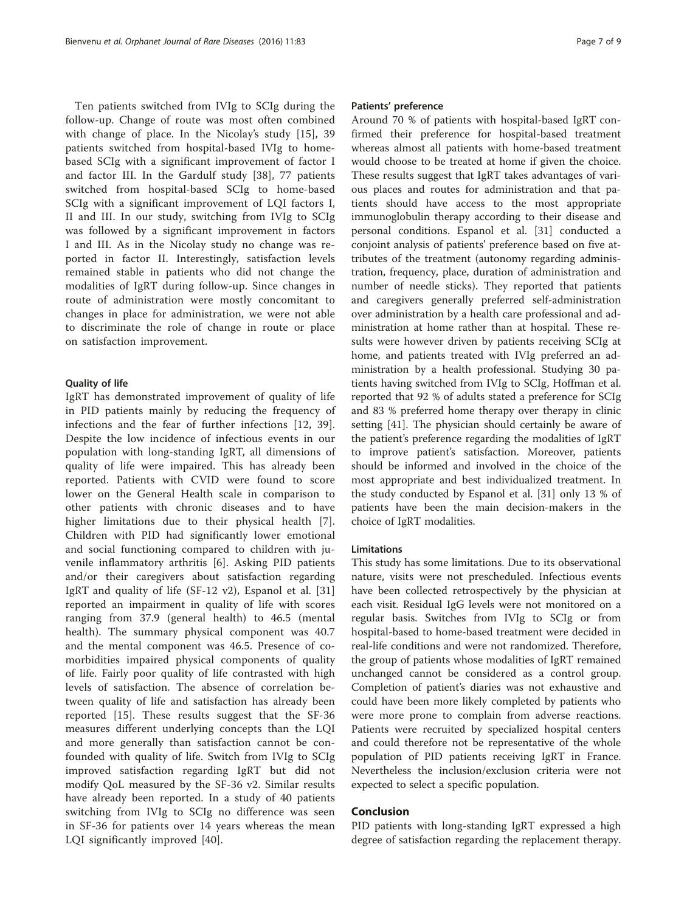Ten patients switched from IVIg to SCIg during the follow-up. Change of route was most often combined with change of place. In the Nicolay's study [15], 39 patients switched from hospital-based IVIg to home-based SCIg with a significant improvement of factor I and factor III. In the Gardulf study [38], 77 patients switched from hospital-based SCIg to home-based SCIg with a significant improvement of LQI factors I, II and III. In our study, switching from IVIg to SCIg was followed by a significant improvement in factors I and III. As in the Nicolay study no change was reported in factor II. Interestingly, satisfaction levels remained stable in patients who did not change the modalities of IgRT during follow-up. Since changes in route of administration were mostly concomitant to changes in place for administration, we were not able to discriminate the role of change in route or place on satisfaction improvement.

#### Quality of life

IgRT has demonstrated improvement of quality of life in PID patients mainly by reducing the frequency of infections and the fear of further infections [12, 39]. Despite the low incidence of infectious events in our population with long-standing IgRT, all dimensions of quality of life were impaired. This has already been reported. Patients with CVID were found to score lower on the General Health scale in comparison to other patients with chronic diseases and to have higher limitations due to their physical health [7]. Children with PID had significantly lower emotional and social functioning compared to children with juvenile inflammatory arthritis [6]. Asking PID patients and/or their caregivers about satisfaction regarding IgRT and quality of life (SF-12 v2), Espanol et al. [31] reported an impairment in quality of life with scores ranging from 37.9 (general health) to 46.5 (mental health). The summary physical component was 40.7 and the mental component was 46.5. Presence of comorbidities impaired physical components of quality of life. Fairly poor quality of life contrasted with high levels of satisfaction. The absence of correlation between quality of life and satisfaction has already been reported [15]. These results suggest that the SF-36 measures different underlying concepts than the LQI and more generally than satisfaction cannot be confounded with quality of life. Switch from IVIg to SCIg improved satisfaction regarding IgRT but did not modify QoL measured by the SF-36 v2. Similar results have already been reported. In a study of 40 patients switching from IVIg to SCIg no difference was seen in SF-36 for patients over 14 years whereas the mean LQI significantly improved [40].

#### Patients' preference

Around 70 % of patients with hospital-based IgRT confirmed their preference for hospital-based treatment whereas almost all patients with home-based treatment would choose to be treated at home if given the choice. These results suggest that IgRT takes advantages of various places and routes for administration and that patients should have access to the most appropriate immunoglobulin therapy according to their disease and personal conditions. Espanol et al. [31] conducted a conjoint analysis of patients' preference based on five attributes of the treatment (autonomy regarding administration, frequency, place, duration of administration and number of needle sticks). They reported that patients and caregivers generally preferred self-administration over administration by a health care professional and administration at home rather than at hospital. These results were however driven by patients receiving SCIg at home, and patients treated with IVIg preferred an administration by a health professional. Studying 30 patients having switched from IVIg to SCIg, Hoffman et al. reported that 92 % of adults stated a preference for SCIg and 83 % preferred home therapy over therapy in clinic setting [41]. The physician should certainly be aware of the patient's preference regarding the modalities of IgRT to improve patient's satisfaction. Moreover, patients should be informed and involved in the choice of the most appropriate and best individualized treatment. In the study conducted by Espanol et al. [31] only 13 % of patients have been the main decision-makers in the choice of IgRT modalities.

#### Limitations

This study has some limitations. Due to its observational nature, visits were not prescheduled. Infectious events have been collected retrospectively by the physician at each visit. Residual IgG levels were not monitored on a regular basis. Switches from IVIg to SCIg or from hospital-based to home-based treatment were decided in real-life conditions and were not randomized. Therefore, the group of patients whose modalities of IgRT remained unchanged cannot be considered as a control group. Completion of patient's diaries was not exhaustive and could have been more likely completed by patients who were more prone to complain from adverse reactions. Patients were recruited by specialized hospital centers and could therefore not be representative of the whole population of PID patients receiving IgRT in France. Nevertheless the inclusion/exclusion criteria were not expected to select a specific population.

## Conclusion

PID patients with long-standing IgRT expressed a high degree of satisfaction regarding the replacement therapy.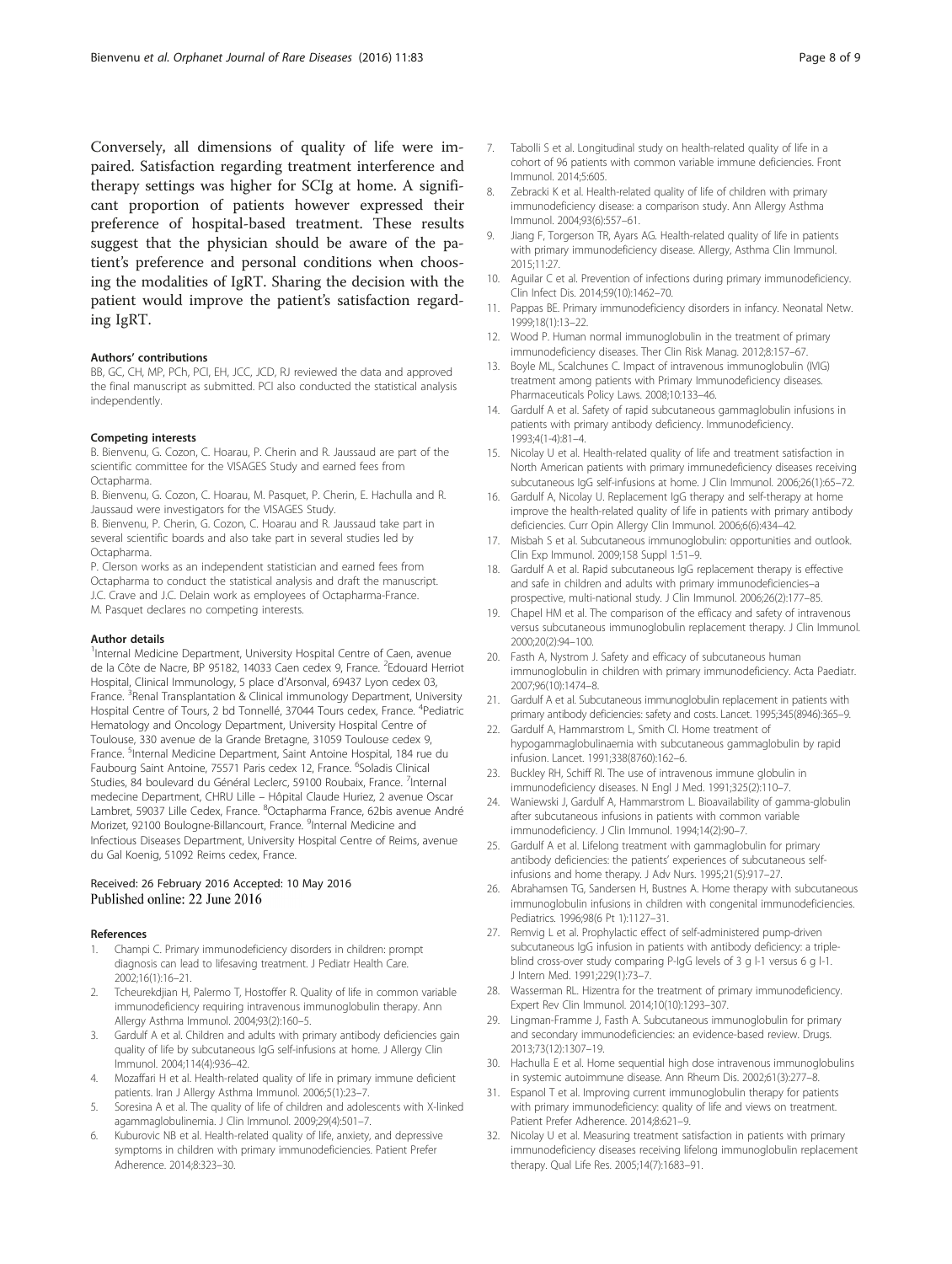Conversely, all dimensions of quality of life were impaired. Satisfaction regarding treatment interference and therapy settings was higher for SCIg at home. A significant proportion of patients however expressed their preference of hospital-based treatment. These results suggest that the physician should be aware of the patient's preference and personal conditions when choosing the modalities of IgRT. Sharing the decision with the patient would improve the patient's satisfaction regarding IgRT.

#### Authors' contributions

BB, GC, CH, MP, PCh, PCl, EH, JCC, JCD, RJ reviewed the data and approved the final manuscript as submitted. PCl also conducted the statistical analysis independently.

#### Competing interests

B. Bienvenu, G. Cozon, C. Hoarau, P. Cherin and R. Jaussaud are part of the scientific committee for the VISAGES Study and earned fees from Octapharma.

B. Bienvenu, G. Cozon, C. Hoarau, M. Pasquet, P. Cherin, E. Hachulla and R. Jaussaud were investigators for the VISAGES Study.

B. Bienvenu, P. Cherin, G. Cozon, C. Hoarau and R. Jaussaud take part in several scientific boards and also take part in several studies led by Octapharma.

P. Clerson works as an independent statistician and earned fees from Octapharma to conduct the statistical analysis and draft the manuscript.

J.C. Crave and J.C. Delain work as employees of Octapharma-France.

M. Pasquet declares no competing interests.

#### Author details

[1]Internal Medicine Department, University Hospital Centre of Caen, avenue de la Côte de Nacre, BP 95182, 14033 Caen cedex 9, France. [2]Edouard Herriot Hospital, Clinical Immunology, 5 place d'Arsonval, 69437 Lyon cedex 03, France. [3]Renal Transplantation & Clinical immunology Department, University Hospital Centre of Tours, 2 bd Tonnellé, 37044 Tours cedex, France. [4]Pediatric Hematology and Oncology Department, University Hospital Centre of Toulouse, 330 avenue de la Grande Bretagne, 31059 Toulouse cedex 9, France. [5]Internal Medicine Department, Saint Antoine Hospital, 184 rue du Faubourg Saint Antoine, 75571 Paris cedex 12, France. [6]Soladis Clinical Studies, 84 boulevard du Général Leclerc, 59100 Roubaix, France. [7]Internal medecine Department, CHRU Lille – Hôpital Claude Huriez, 2 avenue Oscar Lambret, 59037 Lille Cedex, France. [8]Octapharma France, 62bis avenue André Morizet, 92100 Boulogne-Billancourt, France. [9]Internal Medicine and Infectious Diseases Department, University Hospital Centre of Reims, avenue du Gal Koenig, 51092 Reims cedex, France.

Received: 26 February 2016 Accepted: 10 May 2016
Published online: 22 June 2016

#### References

1. Champi C. Primary immunodeficiency disorders in children: prompt diagnosis can lead to lifesaving treatment. J Pediatr Health Care. 2002;16(1):16–21.
2. Tcheurekdjian H, Palermo T, Hostoffer R. Quality of life in common variable immunodeficiency requiring intravenous immunoglobulin therapy. Ann Allergy Asthma Immunol. 2004;93(2):160–5.
3. Gardulf A et al. Children and adults with primary antibody deficiencies gain quality of life by subcutaneous IgG self-infusions at home. J Allergy Clin Immunol. 2004;114(4):936–42.
4. Mozaffari H et al. Health-related quality of life in primary immune deficient patients. Iran J Allergy Asthma Immunol. 2006;5(1):23–7.
5. Soresina A et al. The quality of life of children and adolescents with X-linked agammaglobulinemia. J Clin Immunol. 2009;29(4):501–7.
6. Kuburovic NB et al. Health-related quality of life, anxiety, and depressive symptoms in children with primary immunodeficiencies. Patient Prefer Adherence. 2014;8:323–30.
7. Tabolli S et al. Longitudinal study on health-related quality of life in a cohort of 96 patients with common variable immune deficiencies. Front Immunol. 2014;5:605.
8. Zebracki K et al. Health-related quality of life of children with primary immunodeficiency disease: a comparison study. Ann Allergy Asthma Immunol. 2004;93(6):557–61.
9. Jiang F, Torgerson TR, Ayars AG. Health-related quality of life in patients with primary immunodeficiency disease. Allergy, Asthma Clin Immunol. 2015;11:27.
10. Aguilar C et al. Prevention of infections during primary immunodeficiency. Clin Infect Dis. 2014;59(10):1462–70.
11. Pappas BE. Primary immunodeficiency disorders in infancy. Neonatal Netw. 1999;18(1):13–22.
12. Wood P. Human normal immunoglobulin in the treatment of primary immunodeficiency diseases. Ther Clin Risk Manag. 2012;8:157–67.
13. Boyle ML, Scalchunes C. Impact of intravenous immunoglobulin (IVIG) treatment among patients with Primary Immunodeficiency diseases. Pharmaceuticals Policy Laws. 2008;10:133–46.
14. Gardulf A et al. Safety of rapid subcutaneous gammaglobulin infusions in patients with primary antibody deficiency. Immunodeficiency. 1993;4(1-4):81–4.
15. Nicolay U et al. Health-related quality of life and treatment satisfaction in North American patients with primary immunedeficiency diseases receiving subcutaneous IgG self-infusions at home. J Clin Immunol. 2006;26(1):65–72.
16. Gardulf A, Nicolay U. Replacement IgG therapy and self-therapy at home improve the health-related quality of life in patients with primary antibody deficiencies. Curr Opin Allergy Clin Immunol. 2006;6(6):434–42.
17. Misbah S et al. Subcutaneous immunoglobulin: opportunities and outlook. Clin Exp Immunol. 2009;158 Suppl 1:51–9.
18. Gardulf A et al. Rapid subcutaneous IgG replacement therapy is effective and safe in children and adults with primary immunodeficiencies–a prospective, multi-national study. J Clin Immunol. 2006;26(2):177–85.
19. Chapel HM et al. The comparison of the efficacy and safety of intravenous versus subcutaneous immunoglobulin replacement therapy. J Clin Immunol. 2000;20(2):94–100.
20. Fasth A, Nystrom J. Safety and efficacy of subcutaneous human immunoglobulin in children with primary immunodeficiency. Acta Paediatr. 2007;96(10):1474–8.
21. Gardulf A et al. Subcutaneous immunoglobulin replacement in patients with primary antibody deficiencies: safety and costs. Lancet. 1995;345(8946):365–9.
22. Gardulf A, Hammarstrom L, Smith CI. Home treatment of hypogammaglobulinaemia with subcutaneous gammaglobulin by rapid infusion. Lancet. 1991;338(8760):162–6.
23. Buckley RH, Schiff RI. The use of intravenous immune globulin in immunodeficiency diseases. N Engl J Med. 1991;325(2):110–7.
24. Waniewski J, Gardulf A, Hammarstrom L. Bioavailability of gamma-globulin after subcutaneous infusions in patients with common variable immunodeficiency. J Clin Immunol. 1994;14(2):90–7.
25. Gardulf A et al. Lifelong treatment with gammaglobulin for primary antibody deficiencies: the patients' experiences of subcutaneous self-infusions and home therapy. J Adv Nurs. 1995;21(5):917–27.
26. Abrahamsen TG, Sandersen H, Bustnes A. Home therapy with subcutaneous immunoglobulin infusions in children with congenital immunodeficiencies. Pediatrics. 1996;98(6 Pt 1):1127–31.
27. Remvig L et al. Prophylactic effect of self-administered pump-driven subcutaneous IgG infusion in patients with antibody deficiency: a triple-blind cross-over study comparing P-IgG levels of 3 g l-1 versus 6 g l-1. J Intern Med. 1991;229(1):73–7.
28. Wasserman RL. Hizentra for the treatment of primary immunodeficiency. Expert Rev Clin Immunol. 2014;10(10):1293–307.
29. Lingman-Framme J, Fasth A. Subcutaneous immunoglobulin for primary and secondary immunodeficiencies: an evidence-based review. Drugs. 2013;73(12):1307–19.
30. Hachulla E et al. Home sequential high dose intravenous immunoglobulins in systemic autoimmune disease. Ann Rheum Dis. 2002;61(3):277–8.
31. Espanol T et al. Improving current immunoglobulin therapy for patients with primary immunodeficiency: quality of life and views on treatment. Patient Prefer Adherence. 2014;8:621–9.
32. Nicolay U et al. Measuring treatment satisfaction in patients with primary immunodeficiency diseases receiving lifelong immunoglobulin replacement therapy. Qual Life Res. 2005;14(7):1683–91.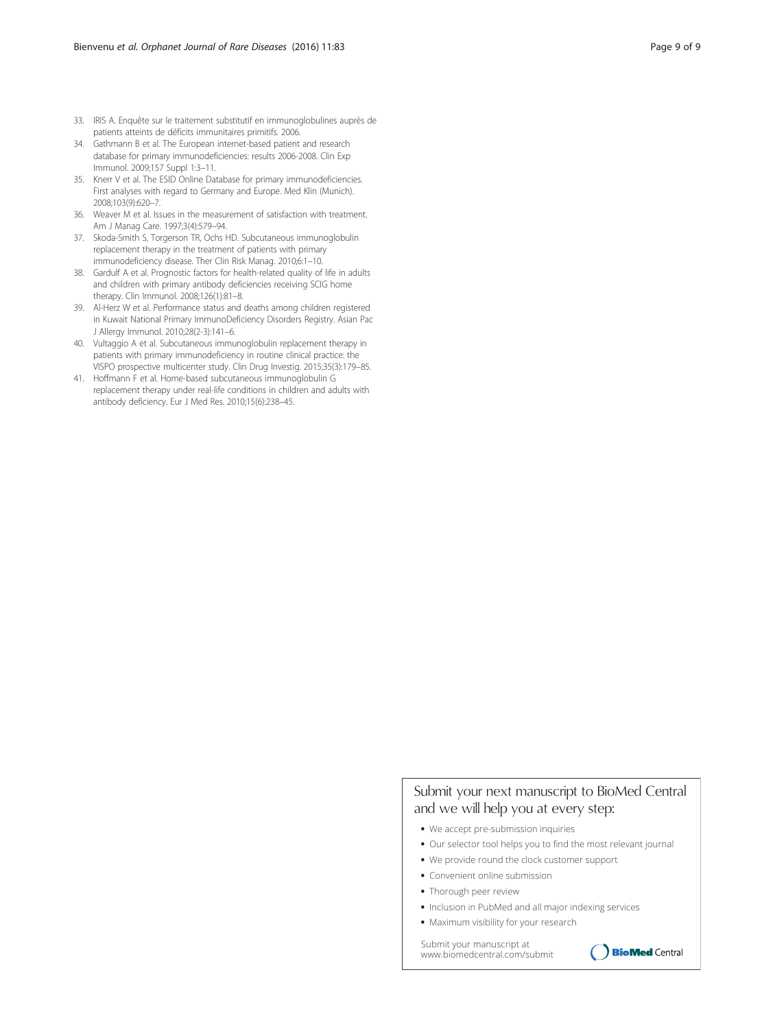33. IRIS A. Enquête sur le traitement substitutif en immunoglobulines auprès de patients atteints de déficits immunitaires primitifs. 2006.
34. Gathmann B et al. The European internet-based patient and research database for primary immunodeficiencies: results 2006-2008. Clin Exp Immunol. 2009;157 Suppl 1:3–11.
35. Knerr V et al. The ESID Online Database for primary immunodeficiencies. First analyses with regard to Germany and Europe. Med Klin (Munich). 2008;103(9):620–7.
36. Weaver M et al. Issues in the measurement of satisfaction with treatment. Am J Manag Care. 1997;3(4):579–94.
37. Skoda-Smith S, Torgerson TR, Ochs HD. Subcutaneous immunoglobulin replacement therapy in the treatment of patients with primary immunodeficiency disease. Ther Clin Risk Manag. 2010;6:1–10.
38. Gardulf A et al. Prognostic factors for health-related quality of life in adults and children with primary antibody deficiencies receiving SCIG home therapy. Clin Immunol. 2008;126(1):81–8.
39. Al-Herz W et al. Performance status and deaths among children registered in Kuwait National Primary ImmunoDeficiency Disorders Registry. Asian Pac J Allergy Immunol. 2010;28(2-3):141–6.
40. Vultaggio A et al. Subcutaneous immunoglobulin replacement therapy in patients with primary immunodeficiency in routine clinical practice: the VISPO prospective multicenter study. Clin Drug Investig. 2015;35(3):179–85.
41. Hoffmann F et al. Home-based subcutaneous immunoglobulin G replacement therapy under real-life conditions in children and adults with antibody deficiency. Eur J Med Res. 2010;15(6):238–45.

Submit your next manuscript to BioMed Central and we will help you at every step:

- We accept pre-submission inquiries
- Our selector tool helps you to find the most relevant journal
- We provide round the clock customer support
- Convenient online submission
- Thorough peer review
- Inclusion in PubMed and all major indexing services
- Maximum visibility for your research

Submit your manuscript at www.biomedcentral.com/submit

BioMed Central